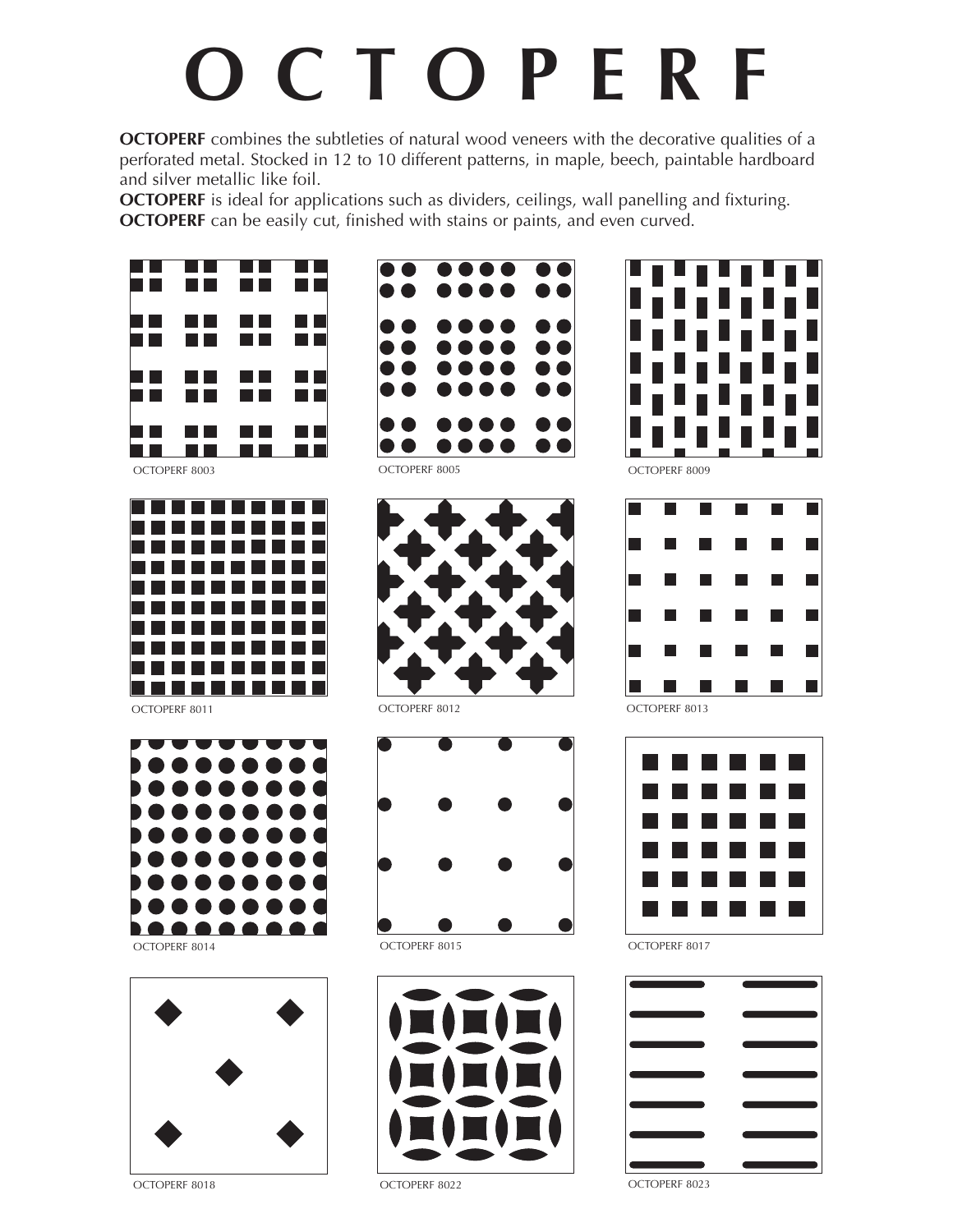# O C T O P E R F

**OCTOPERF** combines the subtleties of natural wood veneers with the decorative qualities of a perforated metal. Stocked in 12 to 10 different patterns, in maple, beech, paintable hardboard and silver metallic like foil.

**OCTOPERF** is ideal for applications such as dividers, ceilings, wall panelling and fixturing.

**OCTOPERF** can be easily cut, finished with stains or paints, and even curved.

OCTOPERF 8003

OCTOPERF 8005

OCTOPERF 8009

OCTOPERF 8011

OCTOPERF 8012

OCTOPERF 8013

OCTOPERF 8014

OCTOPERF 8015

OCTOPERF 8017

OCTOPERF 8018

OCTOPERF 8022

OCTOPERF 8023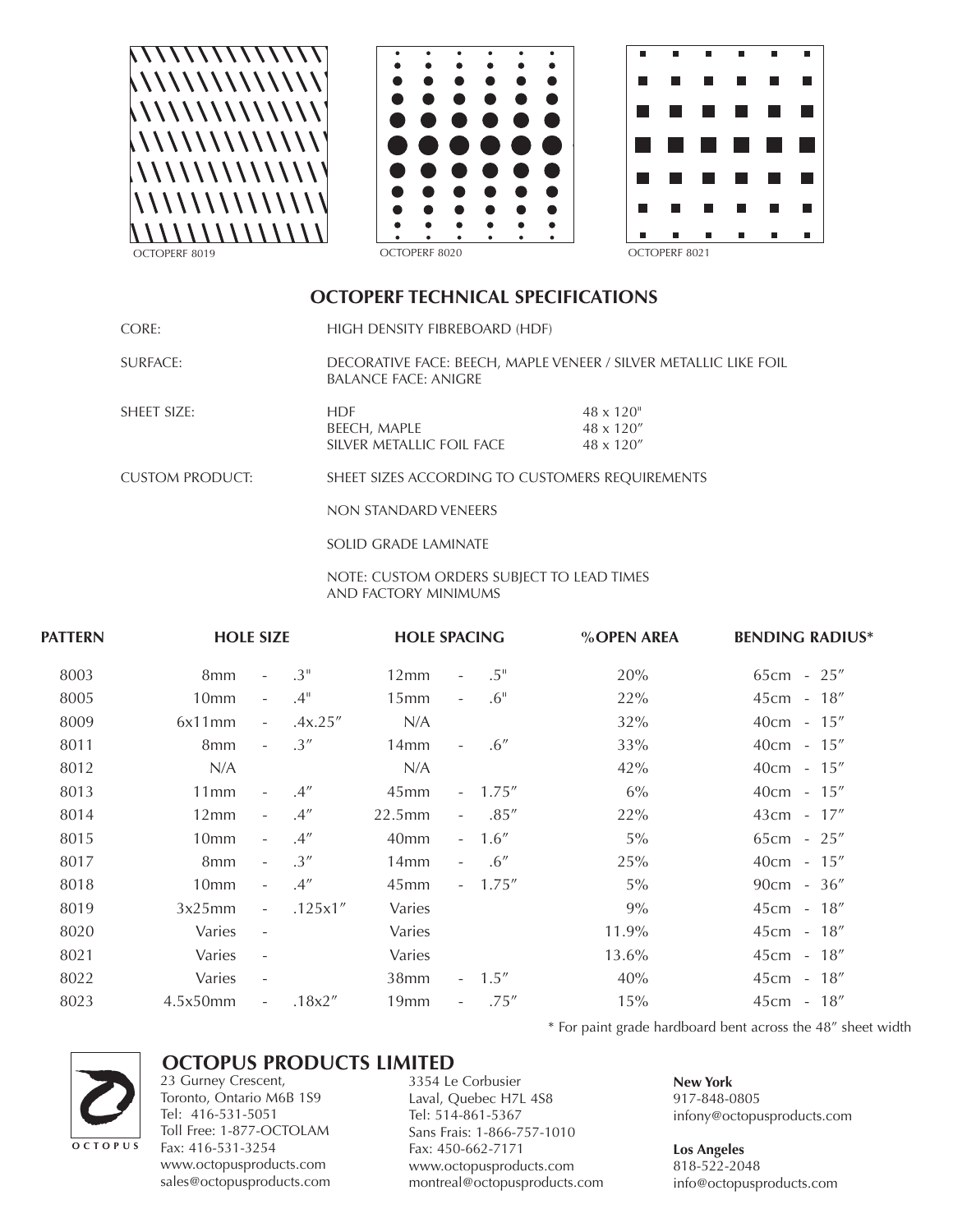OCTOPERF 8019

OCTOPERF 8020

OCTOPERF 8021

## OCTOPERF TECHNICAL SPECIFICATIONS

| | | |
|---|---|---|
| CORE: | HIGH DENSITY FIBREBOARD (HDF) | |
| SURFACE: | DECORATIVE FACE: BEECH, MAPLE VENEER / SILVER METALLIC LIKE FOIL<br>BALANCE FACE: ANIGRE | |
| SHEET SIZE: | HDF | 48 x 120" |
| | BEECH, MAPLE | 48 x 120″ |
| | SILVER METALLIC FOIL FACE | 48 x 120″ |
| CUSTOM PRODUCT: | SHEET SIZES ACCORDING TO CUSTOMERS REQUIREMENTS | |
| | NON STANDARD VENEERS | |
| | SOLID GRADE LAMINATE | |
| | NOTE: CUSTOM ORDERS SUBJECT TO LEAD TIMES AND FACTORY MINIMUMS | |

| PATTERN | HOLE SIZE | HOLE SPACING | %OPEN AREA | BENDING RADIUS* |
|---|---|---|---|---|
| 8003 | 8mm - .3" | 12mm - .5" | 20% | 65cm - 25″ |
| 8005 | 10mm - .4" | 15mm - .6" | 22% | 45cm - 18″ |
| 8009 | 6x11mm - .4x.25″ | N/A | 32% | 40cm - 15″ |
| 8011 | 8mm - .3″ | 14mm - .6″ | 33% | 40cm - 15″ |
| 8012 | N/A | N/A | 42% | 40cm - 15″ |
| 8013 | 11mm - .4″ | 45mm - 1.75″ | 6% | 40cm - 15″ |
| 8014 | 12mm - .4″ | 22.5mm - .85″ | 22% | 43cm - 17″ |
| 8015 | 10mm - .4″ | 40mm - 1.6″ | 5% | 65cm - 25″ |
| 8017 | 8mm - .3″ | 14mm - .6″ | 25% | 40cm - 15″ |
| 8018 | 10mm - .4″ | 45mm - 1.75″ | 5% | 90cm - 36″ |
| 8019 | 3x25mm - .125x1″ | Varies | 9% | 45cm - 18″ |
| 8020 | Varies - | Varies | 11.9% | 45cm - 18″ |
| 8021 | Varies - | Varies | 13.6% | 45cm - 18″ |
| 8022 | Varies - | 38mm - 1.5″ | 40% | 45cm - 18″ |
| 8023 | 4.5x50mm - .18x2″ | 19mm - .75″ | 15% | 45cm - 18″ |

* For paint grade hardboard bent across the 48″ sheet width

## OCTOPUS PRODUCTS LIMITED

23 Gurney Crescent,
Toronto, Ontario M6B 1S9
Tel: 416-531-5051
Toll Free: 1-877-OCTOLAM
Fax: 416-531-3254
www.octopusproducts.com
sales@octopusproducts.com

3354 Le Corbusier
Laval, Quebec H7L 4S8
Tel: 514-861-5367
Sans Frais: 1-866-757-1010
Fax: 450-662-7171
www.octopusproducts.com
montreal@octopusproducts.com

**New York**
917-848-0805
infony@octopusproducts.com

**Los Angeles**
818-522-2048
info@octopusproducts.com